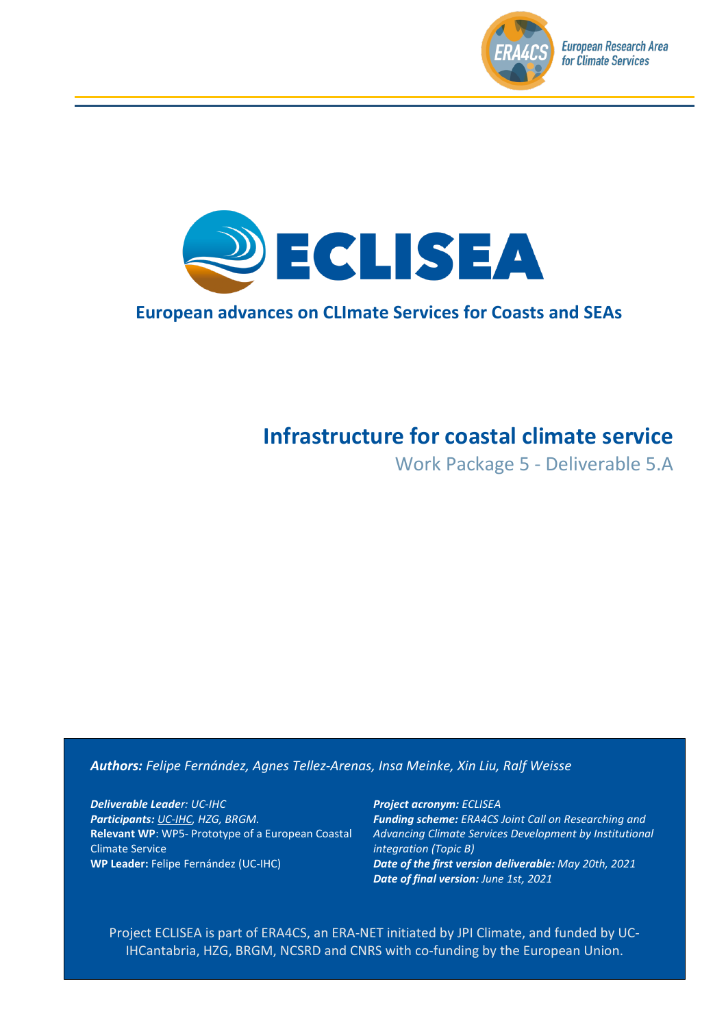European Research Area for Climate Services

# ECLISEA

## European advances on CLImate Services for Coasts and SEAs

# Infrastructure for coastal climate service

Work Package 5 - Deliverable 5.A

***Authors:*** *Felipe Fernández, Agnes Tellez-Arenas, Insa Meinke, Xin Liu, Ralf Weisse*

***Deliverable Leader:*** *UC-IHC*
***Participants:*** *UC-IHC, HZG, BRGM.*
**Relevant WP**: WP5- Prototype of a European Coastal Climate Service
**WP Leader:** Felipe Fernández (UC-IHC)

***Project acronym:*** *ECLISEA*
***Funding scheme:*** *ERA4CS Joint Call on Researching and Advancing Climate Services Development by Institutional integration (Topic B)*
***Date of the first version deliverable:*** *May 20th, 2021*
***Date of final version:*** *June 1st, 2021*

Project ECLISEA is part of ERA4CS, an ERA-NET initiated by JPI Climate, and funded by UC-IHCantabria, HZG, BRGM, NCSRD and CNRS with co-funding by the European Union.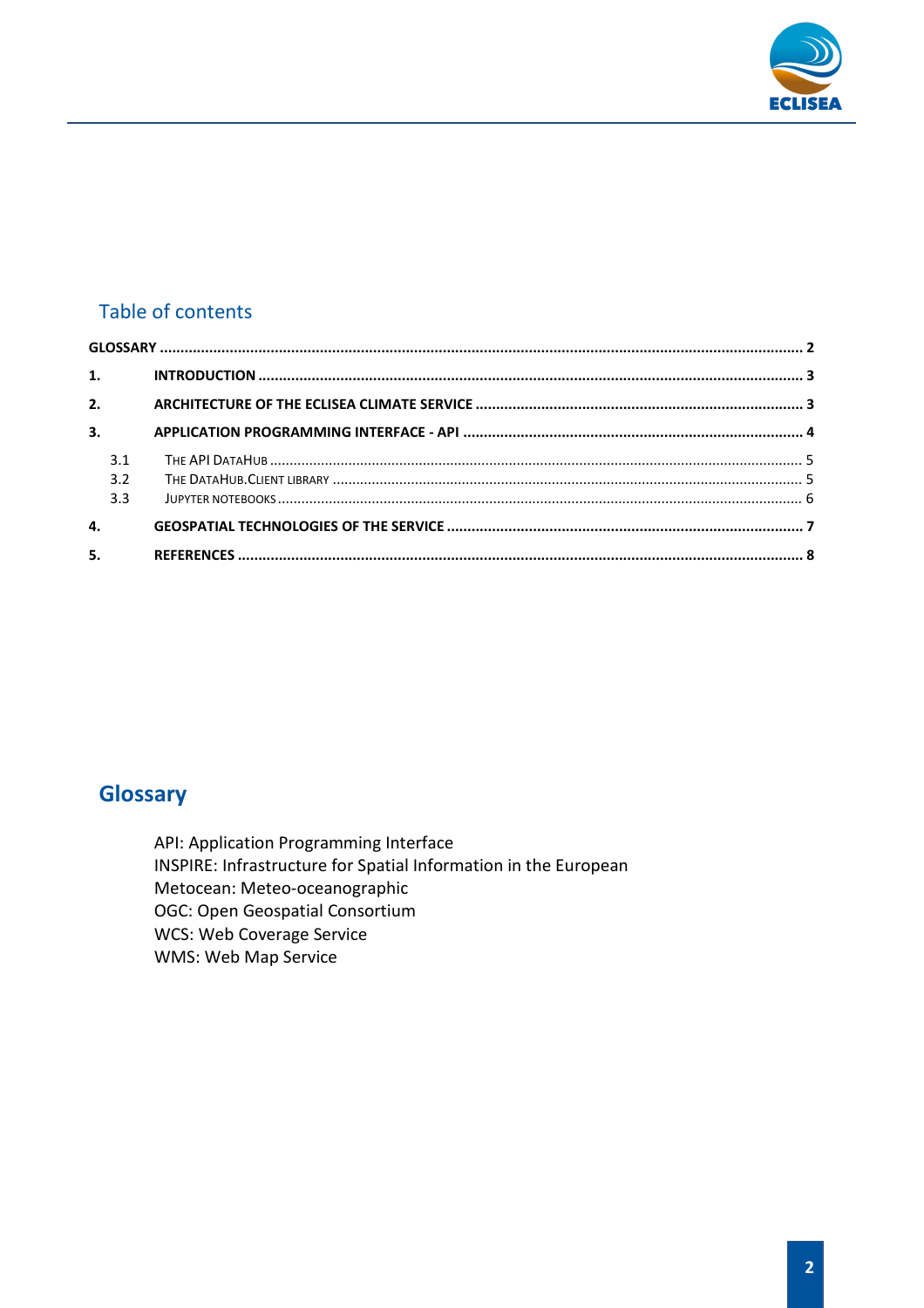## Table of contents

GLOSSARY ..... 2

1. INTRODUCTION ..... 3
2. ARCHITECTURE OF THE ECLISEA CLIMATE SERVICE ..... 3
3. APPLICATION PROGRAMMING INTERFACE - API ..... 4
   - 3.1 THE API DATAHUB ..... 5
   - 3.2 THE DATAHUB.CLIENT LIBRARY ..... 5
   - 3.3 JUPYTER NOTEBOOKS ..... 6
4. GEOSPATIAL TECHNOLOGIES OF THE SERVICE ..... 7
5. REFERENCES ..... 8

# Glossary

API: Application Programming Interface
INSPIRE: Infrastructure for Spatial Information in the European
Metocean: Meteo-oceanographic
OGC: Open Geospatial Consortium
WCS: Web Coverage Service
WMS: Web Map Service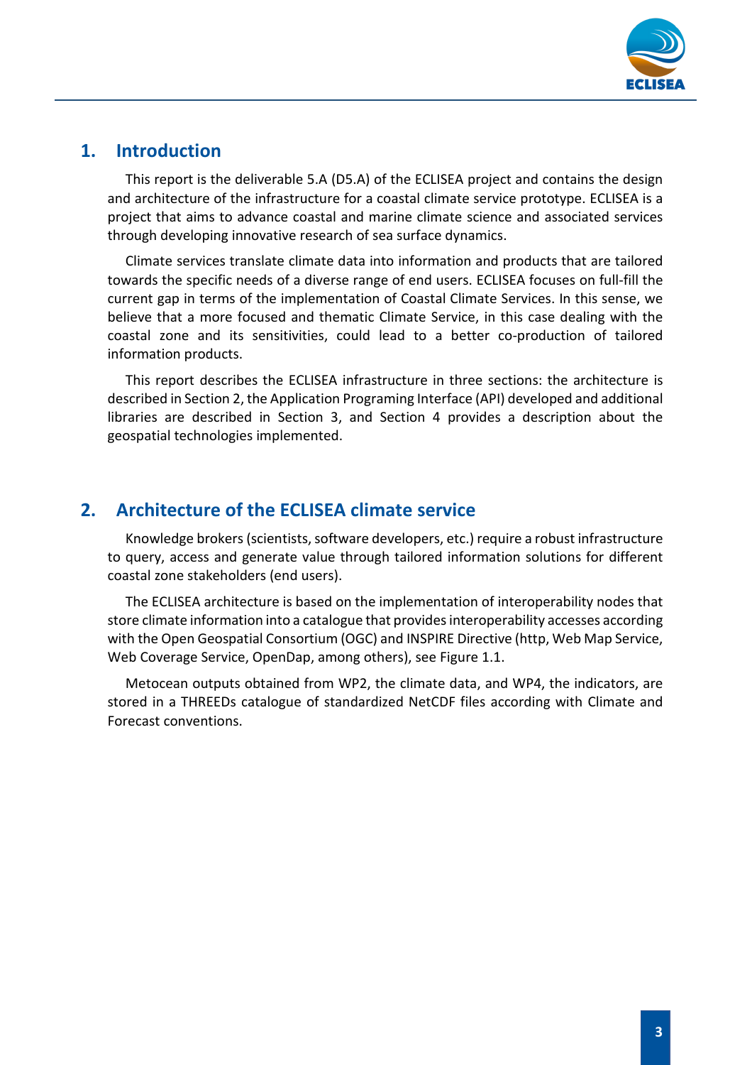# 1. Introduction

This report is the deliverable 5.A (D5.A) of the ECLISEA project and contains the design and architecture of the infrastructure for a coastal climate service prototype. ECLISEA is a project that aims to advance coastal and marine climate science and associated services through developing innovative research of sea surface dynamics.

Climate services translate climate data into information and products that are tailored towards the specific needs of a diverse range of end users. ECLISEA focuses on full-fill the current gap in terms of the implementation of Coastal Climate Services. In this sense, we believe that a more focused and thematic Climate Service, in this case dealing with the coastal zone and its sensitivities, could lead to a better co-production of tailored information products.

This report describes the ECLISEA infrastructure in three sections: the architecture is described in Section 2, the Application Programing Interface (API) developed and additional libraries are described in Section 3, and Section 4 provides a description about the geospatial technologies implemented.

# 2. Architecture of the ECLISEA climate service

Knowledge brokers (scientists, software developers, etc.) require a robust infrastructure to query, access and generate value through tailored information solutions for different coastal zone stakeholders (end users).

The ECLISEA architecture is based on the implementation of interoperability nodes that store climate information into a catalogue that provides interoperability accesses according with the Open Geospatial Consortium (OGC) and INSPIRE Directive (http, Web Map Service, Web Coverage Service, OpenDap, among others), see Figure 1.1.

Metocean outputs obtained from WP2, the climate data, and WP4, the indicators, are stored in a THREEDs catalogue of standardized NetCDF files according with Climate and Forecast conventions.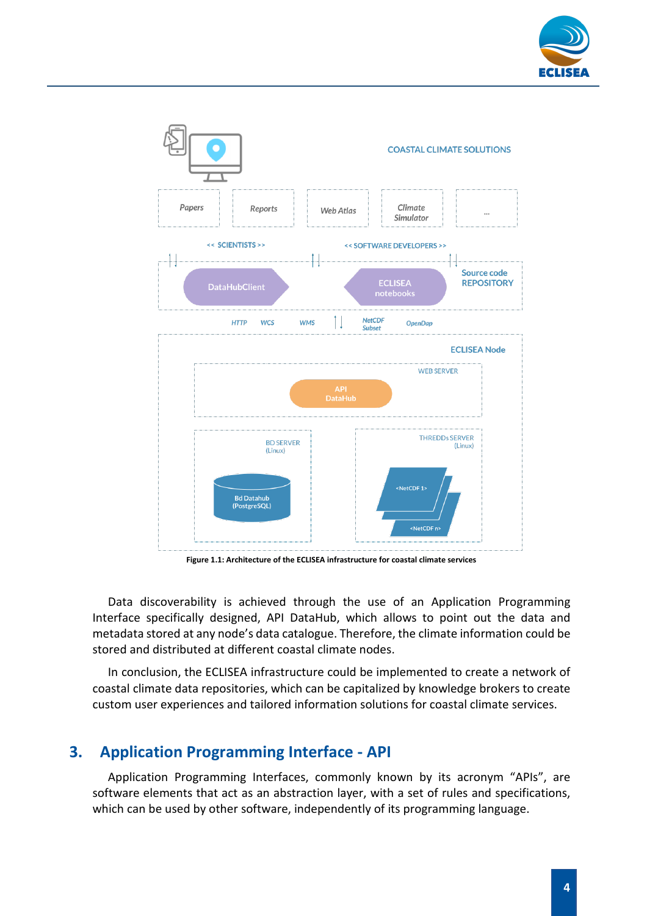Figure 1.1: Architecture of the ECLISEA infrastructure for coastal climate services

Data discoverability is achieved through the use of an Application Programming Interface specifically designed, API DataHub, which allows to point out the data and metadata stored at any node's data catalogue. Therefore, the climate information could be stored and distributed at different coastal climate nodes.

In conclusion, the ECLISEA infrastructure could be implemented to create a network of coastal climate data repositories, which can be capitalized by knowledge brokers to create custom user experiences and tailored information solutions for coastal climate services.

## 3. Application Programming Interface - API

Application Programming Interfaces, commonly known by its acronym "APIs", are software elements that act as an abstraction layer, with a set of rules and specifications, which can be used by other software, independently of its programming language.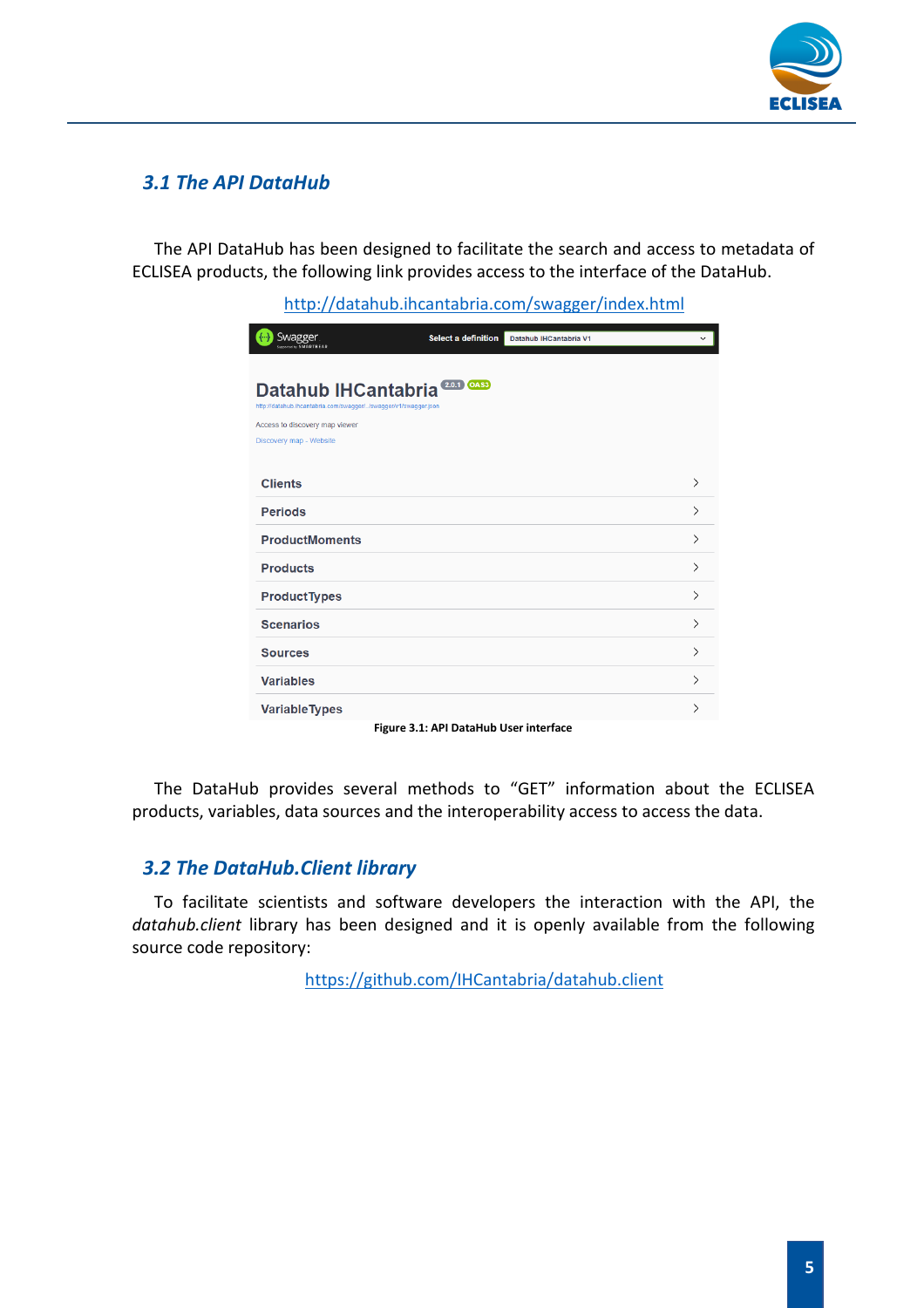## 3.1 The API DataHub

The API DataHub has been designed to facilitate the search and access to metadata of ECLISEA products, the following link provides access to the interface of the DataHub.

http://datahub.ihcantabria.com/swagger/index.html

Figure 3.1: API DataHub User interface

The DataHub provides several methods to "GET" information about the ECLISEA products, variables, data sources and the interoperability access to access the data.

## 3.2 The DataHub.Client library

To facilitate scientists and software developers the interaction with the API, the *datahub.client* library has been designed and it is openly available from the following source code repository:

https://github.com/IHCantabria/datahub.client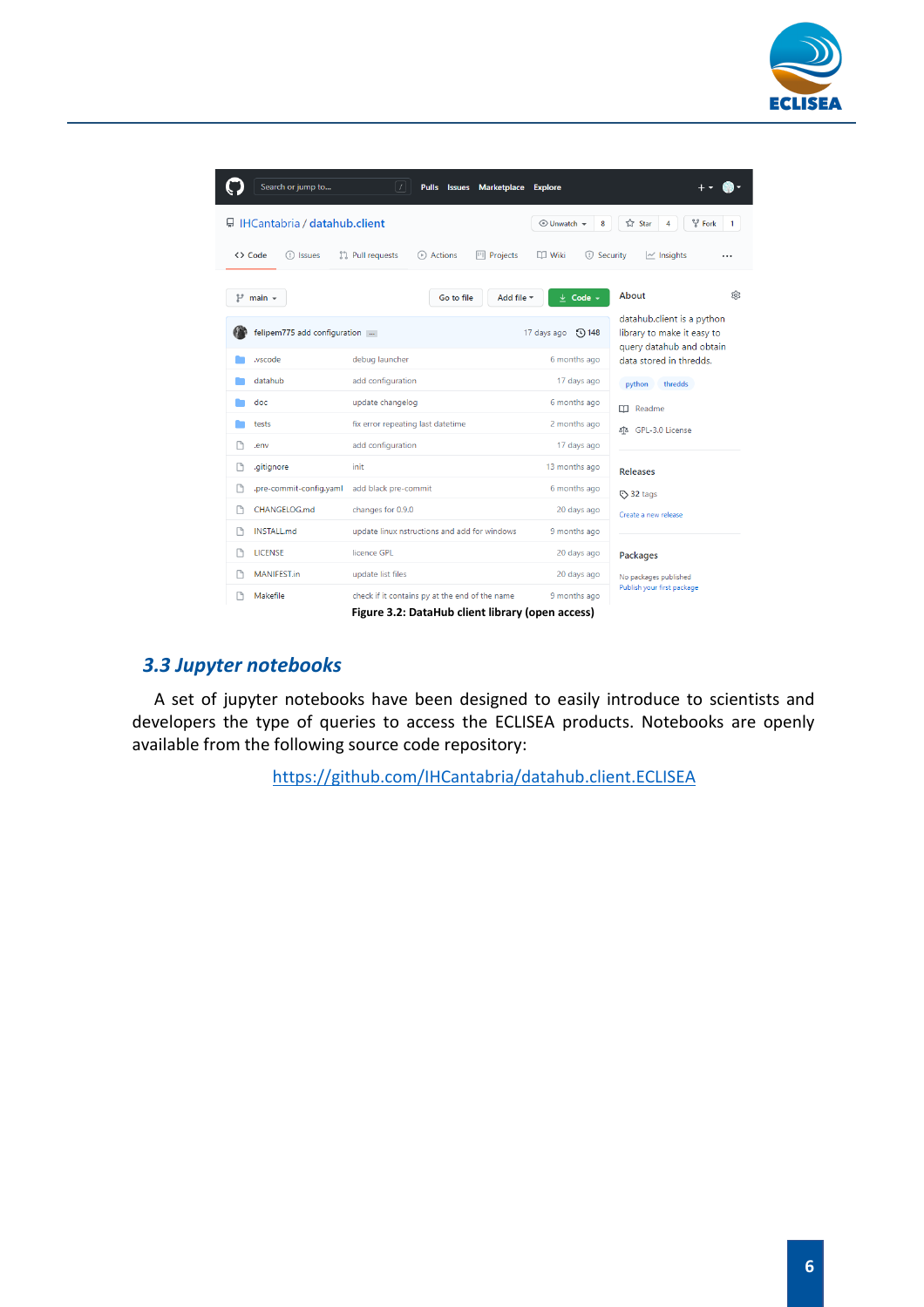Figure 3.2: DataHub client library (open access)

## 3.3 Jupyter notebooks

A set of jupyter notebooks have been designed to easily introduce to scientists and developers the type of queries to access the ECLISEA products. Notebooks are openly available from the following source code repository:

https://github.com/IHCantabria/datahub.client.ECLISEA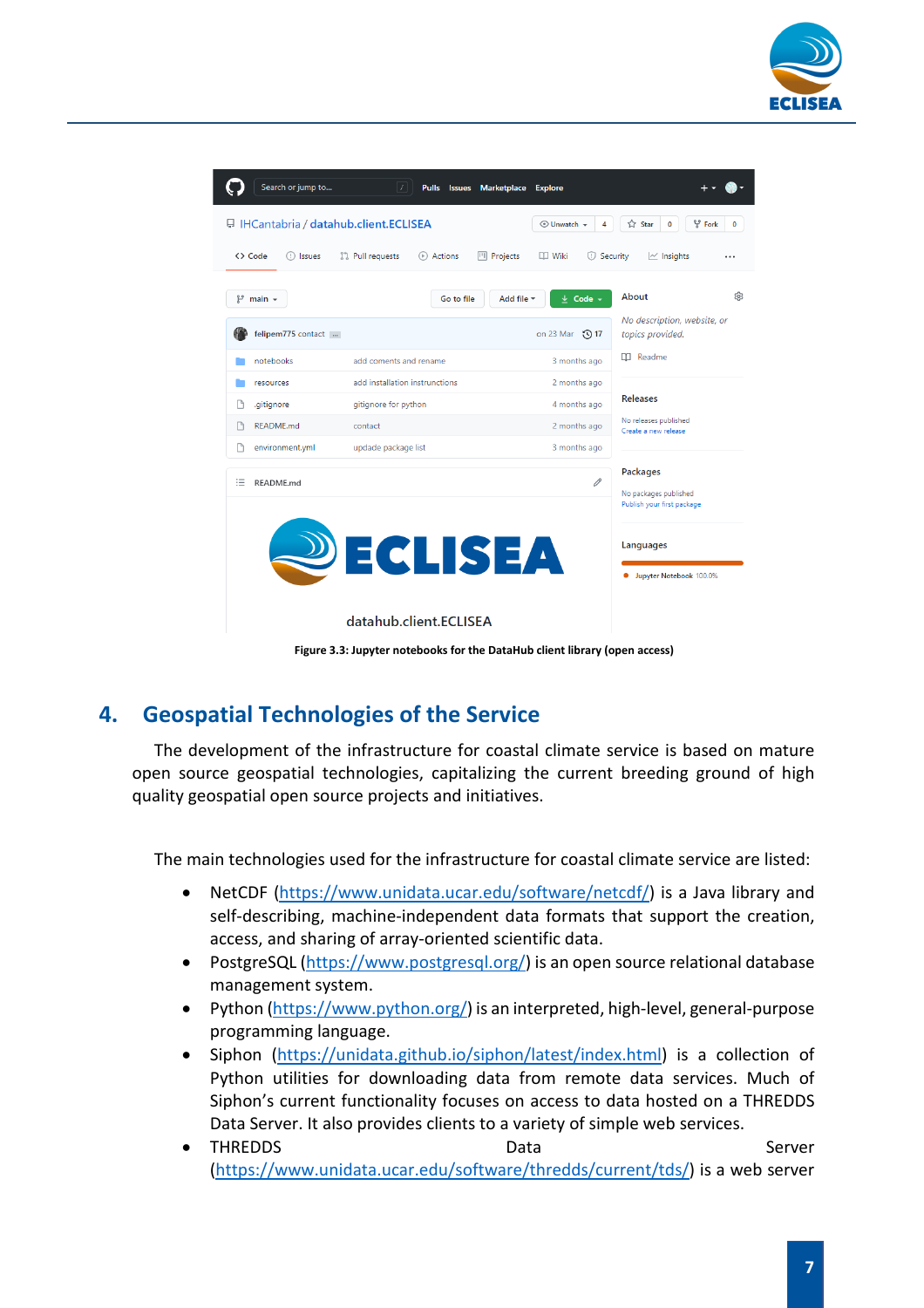Figure 3.3: Jupyter notebooks for the DataHub client library (open access)

## 4. Geospatial Technologies of the Service

The development of the infrastructure for coastal climate service is based on mature open source geospatial technologies, capitalizing the current breeding ground of high quality geospatial open source projects and initiatives.

The main technologies used for the infrastructure for coastal climate service are listed:

- NetCDF (https://www.unidata.ucar.edu/software/netcdf/) is a Java library and self-describing, machine-independent data formats that support the creation, access, and sharing of array-oriented scientific data.
- PostgreSQL (https://www.postgresql.org/) is an open source relational database management system.
- Python (https://www.python.org/) is an interpreted, high-level, general-purpose programming language.
- Siphon (https://unidata.github.io/siphon/latest/index.html) is a collection of Python utilities for downloading data from remote data services. Much of Siphon's current functionality focuses on access to data hosted on a THREDDS Data Server. It also provides clients to a variety of simple web services.
- THREDDS Data Server (https://www.unidata.ucar.edu/software/thredds/current/tds/) is a web server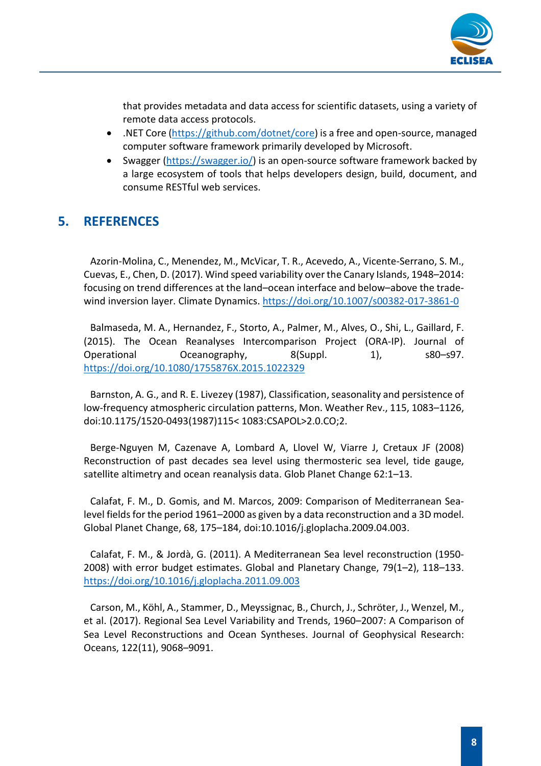that provides metadata and data access for scientific datasets, using a variety of remote data access protocols.

- .NET Core (https://github.com/dotnet/core) is a free and open-source, managed computer software framework primarily developed by Microsoft.
- Swagger (https://swagger.io/) is an open-source software framework backed by a large ecosystem of tools that helps developers design, build, document, and consume RESTful web services.

## 5. REFERENCES

Azorin-Molina, C., Menendez, M., McVicar, T. R., Acevedo, A., Vicente-Serrano, S. M., Cuevas, E., Chen, D. (2017). Wind speed variability over the Canary Islands, 1948–2014: focusing on trend differences at the land–ocean interface and below–above the trade-wind inversion layer. Climate Dynamics. https://doi.org/10.1007/s00382-017-3861-0

Balmaseda, M. A., Hernandez, F., Storto, A., Palmer, M., Alves, O., Shi, L., Gaillard, F. (2015). The Ocean Reanalyses Intercomparison Project (ORA-IP). Journal of Operational Oceanography, 8(Suppl. 1), s80–s97. https://doi.org/10.1080/1755876X.2015.1022329

Barnston, A. G., and R. E. Livezey (1987), Classification, seasonality and persistence of low-frequency atmospheric circulation patterns, Mon. Weather Rev., 115, 1083–1126, doi:10.1175/1520-0493(1987)115< 1083:CSAPOL>2.0.CO;2.

Berge-Nguyen M, Cazenave A, Lombard A, Llovel W, Viarre J, Cretaux JF (2008) Reconstruction of past decades sea level using thermosteric sea level, tide gauge, satellite altimetry and ocean reanalysis data. Glob Planet Change 62:1–13.

Calafat, F. M., D. Gomis, and M. Marcos, 2009: Comparison of Mediterranean Sea-level fields for the period 1961–2000 as given by a data reconstruction and a 3D model. Global Planet Change, 68, 175–184, doi:10.1016/j.gloplacha.2009.04.003.

Calafat, F. M., & Jordà, G. (2011). A Mediterranean Sea level reconstruction (1950-2008) with error budget estimates. Global and Planetary Change, 79(1–2), 118–133. https://doi.org/10.1016/j.gloplacha.2011.09.003

Carson, M., Köhl, A., Stammer, D., Meyssignac, B., Church, J., Schröter, J., Wenzel, M., et al. (2017). Regional Sea Level Variability and Trends, 1960–2007: A Comparison of Sea Level Reconstructions and Ocean Syntheses. Journal of Geophysical Research: Oceans, 122(11), 9068–9091.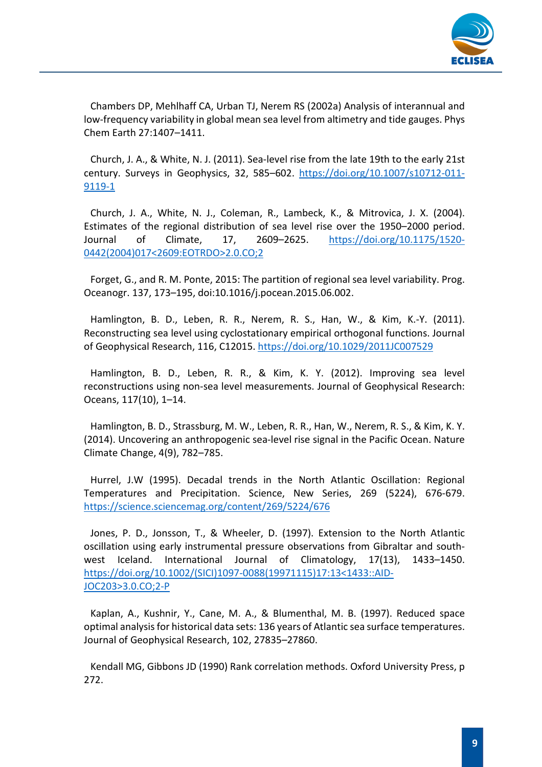Chambers DP, Mehlhaff CA, Urban TJ, Nerem RS (2002a) Analysis of interannual and low-frequency variability in global mean sea level from altimetry and tide gauges. Phys Chem Earth 27:1407–1411.

Church, J. A., & White, N. J. (2011). Sea-level rise from the late 19th to the early 21st century. Surveys in Geophysics, 32, 585–602. https://doi.org/10.1007/s10712-011-9119-1

Church, J. A., White, N. J., Coleman, R., Lambeck, K., & Mitrovica, J. X. (2004). Estimates of the regional distribution of sea level rise over the 1950–2000 period. Journal of Climate, 17, 2609–2625. https://doi.org/10.1175/1520-0442(2004)017<2609:EOTRDO>2.0.CO;2

Forget, G., and R. M. Ponte, 2015: The partition of regional sea level variability. Prog. Oceanogr. 137, 173–195, doi:10.1016/j.pocean.2015.06.002.

Hamlington, B. D., Leben, R. R., Nerem, R. S., Han, W., & Kim, K.-Y. (2011). Reconstructing sea level using cyclostationary empirical orthogonal functions. Journal of Geophysical Research, 116, C12015. https://doi.org/10.1029/2011JC007529

Hamlington, B. D., Leben, R. R., & Kim, K. Y. (2012). Improving sea level reconstructions using non-sea level measurements. Journal of Geophysical Research: Oceans, 117(10), 1–14.

Hamlington, B. D., Strassburg, M. W., Leben, R. R., Han, W., Nerem, R. S., & Kim, K. Y. (2014). Uncovering an anthropogenic sea-level rise signal in the Pacific Ocean. Nature Climate Change, 4(9), 782–785.

Hurrel, J.W (1995). Decadal trends in the North Atlantic Oscillation: Regional Temperatures and Precipitation. Science, New Series, 269 (5224), 676-679. https://science.sciencemag.org/content/269/5224/676

Jones, P. D., Jonsson, T., & Wheeler, D. (1997). Extension to the North Atlantic oscillation using early instrumental pressure observations from Gibraltar and south-west Iceland. International Journal of Climatology, 17(13), 1433–1450. https://doi.org/10.1002/(SICI)1097-0088(19971115)17:13<1433::AID-JOC203>3.0.CO;2-P

Kaplan, A., Kushnir, Y., Cane, M. A., & Blumenthal, M. B. (1997). Reduced space optimal analysis for historical data sets: 136 years of Atlantic sea surface temperatures. Journal of Geophysical Research, 102, 27835–27860.

Kendall MG, Gibbons JD (1990) Rank correlation methods. Oxford University Press, p 272.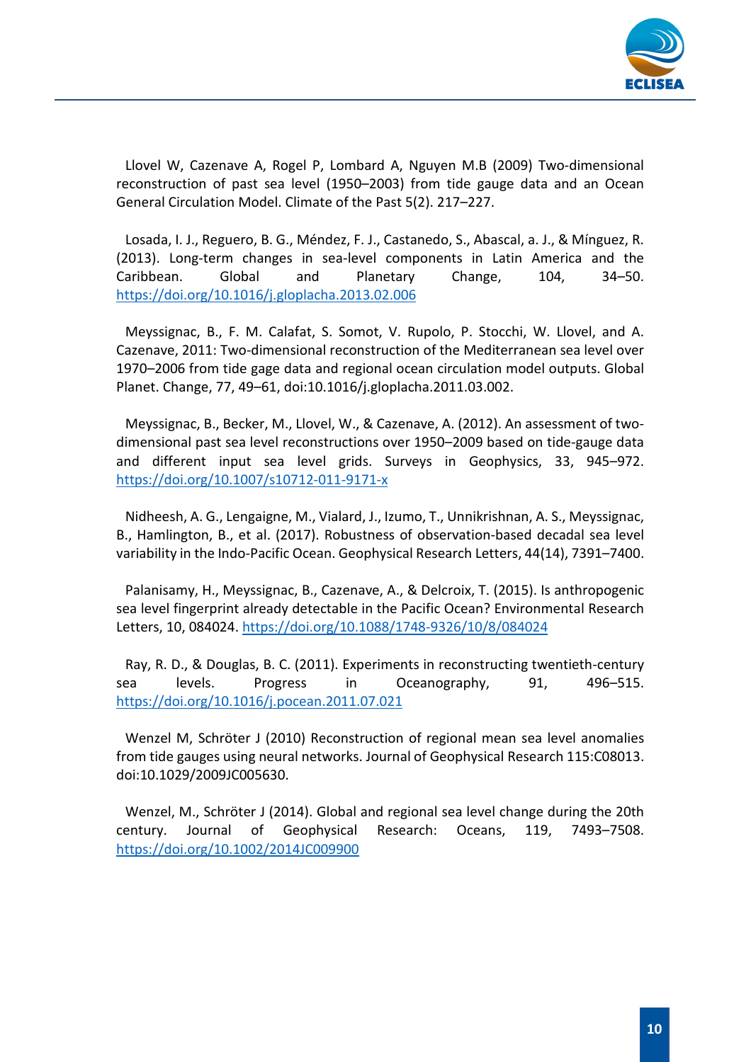Llovel W, Cazenave A, Rogel P, Lombard A, Nguyen M.B (2009) Two-dimensional reconstruction of past sea level (1950–2003) from tide gauge data and an Ocean General Circulation Model. Climate of the Past 5(2). 217–227.

Losada, I. J., Reguero, B. G., Méndez, F. J., Castanedo, S., Abascal, a. J., & Mínguez, R. (2013). Long-term changes in sea-level components in Latin America and the Caribbean. Global and Planetary Change, 104, 34–50. https://doi.org/10.1016/j.gloplacha.2013.02.006

Meyssignac, B., F. M. Calafat, S. Somot, V. Rupolo, P. Stocchi, W. Llovel, and A. Cazenave, 2011: Two-dimensional reconstruction of the Mediterranean sea level over 1970–2006 from tide gage data and regional ocean circulation model outputs. Global Planet. Change, 77, 49–61, doi:10.1016/j.gloplacha.2011.03.002.

Meyssignac, B., Becker, M., Llovel, W., & Cazenave, A. (2012). An assessment of two-dimensional past sea level reconstructions over 1950–2009 based on tide-gauge data and different input sea level grids. Surveys in Geophysics, 33, 945–972. https://doi.org/10.1007/s10712-011-9171-x

Nidheesh, A. G., Lengaigne, M., Vialard, J., Izumo, T., Unnikrishnan, A. S., Meyssignac, B., Hamlington, B., et al. (2017). Robustness of observation-based decadal sea level variability in the Indo-Pacific Ocean. Geophysical Research Letters, 44(14), 7391–7400.

Palanisamy, H., Meyssignac, B., Cazenave, A., & Delcroix, T. (2015). Is anthropogenic sea level fingerprint already detectable in the Pacific Ocean? Environmental Research Letters, 10, 084024. https://doi.org/10.1088/1748-9326/10/8/084024

Ray, R. D., & Douglas, B. C. (2011). Experiments in reconstructing twentieth-century sea levels. Progress in Oceanography, 91, 496–515. https://doi.org/10.1016/j.pocean.2011.07.021

Wenzel M, Schröter J (2010) Reconstruction of regional mean sea level anomalies from tide gauges using neural networks. Journal of Geophysical Research 115:C08013. doi:10.1029/2009JC005630.

Wenzel, M., Schröter J (2014). Global and regional sea level change during the 20th century. Journal of Geophysical Research: Oceans, 119, 7493–7508. https://doi.org/10.1002/2014JC009900